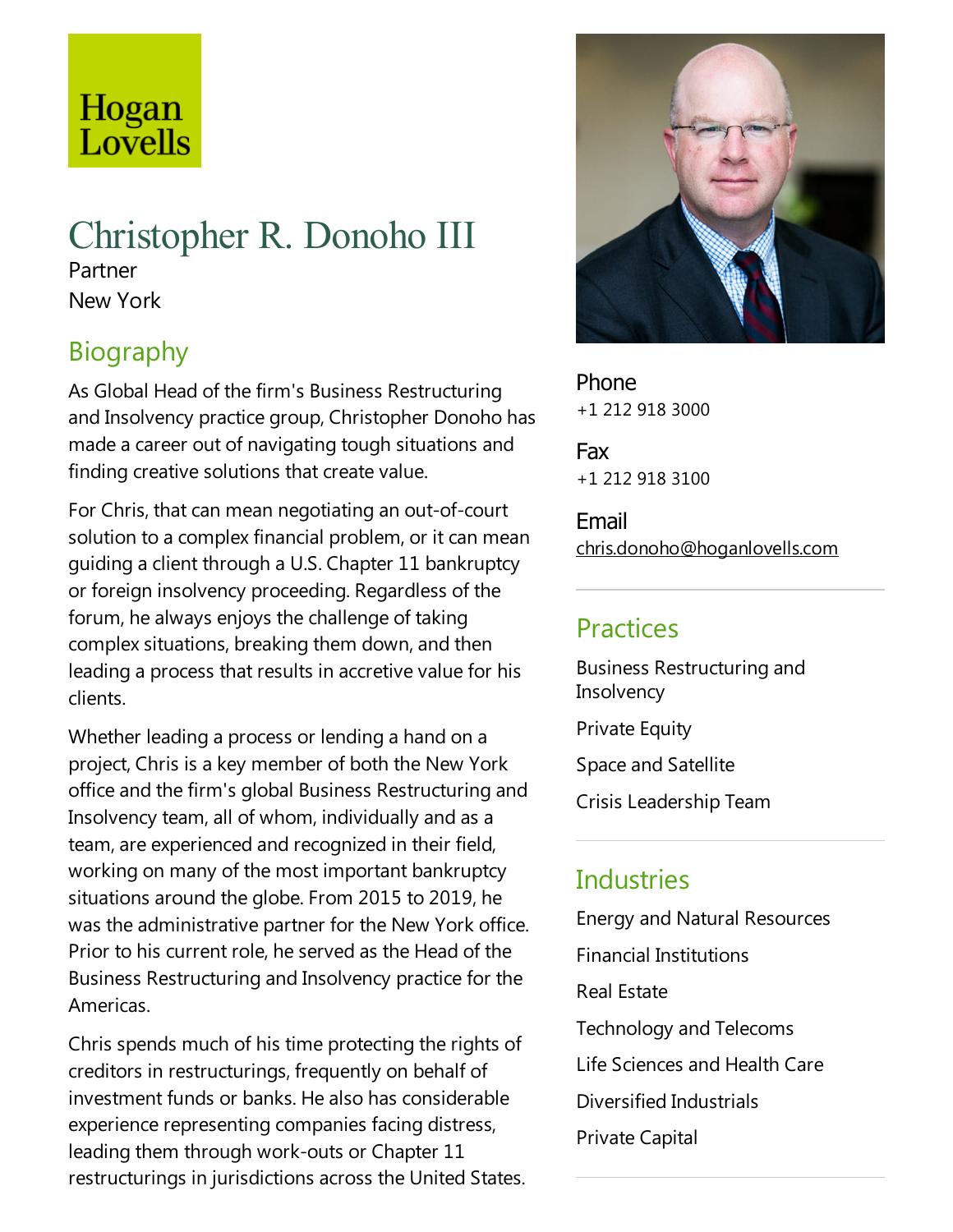Hogan Lovells

# Christopher R. Donoho III

Partner

New York

## Biography

As Global Head of the firm's Business Restructuring and Insolvency practice group, Christopher Donoho has made a career out of navigating tough situations and finding creative solutions that create value.

For Chris, that can mean negotiating an out-of-court solution to a complex financial problem, or it can mean guiding a client through a U.S. Chapter 11 bankruptcy or foreign insolvency proceeding. Regardless of the forum, he always enjoys the challenge of taking complex situations, breaking them down, and then leading a process that results in accretive value for his clients.

Whether leading a process or lending a hand on a project, Chris is a key member of both the New York office and the firm's global Business Restructuring and Insolvency team, all of whom, individually and as a team, are experienced and recognized in their field, working on many of the most important bankruptcy situations around the globe. From 2015 to 2019, he was the administrative partner for the New York office. Prior to his current role, he served as the Head of the Business Restructuring and Insolvency practice for the Americas.

Chris spends much of his time protecting the rights of creditors in restructurings, frequently on behalf of investment funds or banks. He also has considerable experience representing companies facing distress, leading them through work-outs or Chapter 11 restructurings in jurisdictions across the United States.

**Phone**
+1 212 918 3000

**Fax**
+1 212 918 3100

**Email**
chris.donoho@hoganlovells.com

## Practices

Business Restructuring and Insolvency

Private Equity

Space and Satellite

Crisis Leadership Team

## Industries

Energy and Natural Resources

Financial Institutions

Real Estate

Technology and Telecoms

Life Sciences and Health Care

Diversified Industrials

Private Capital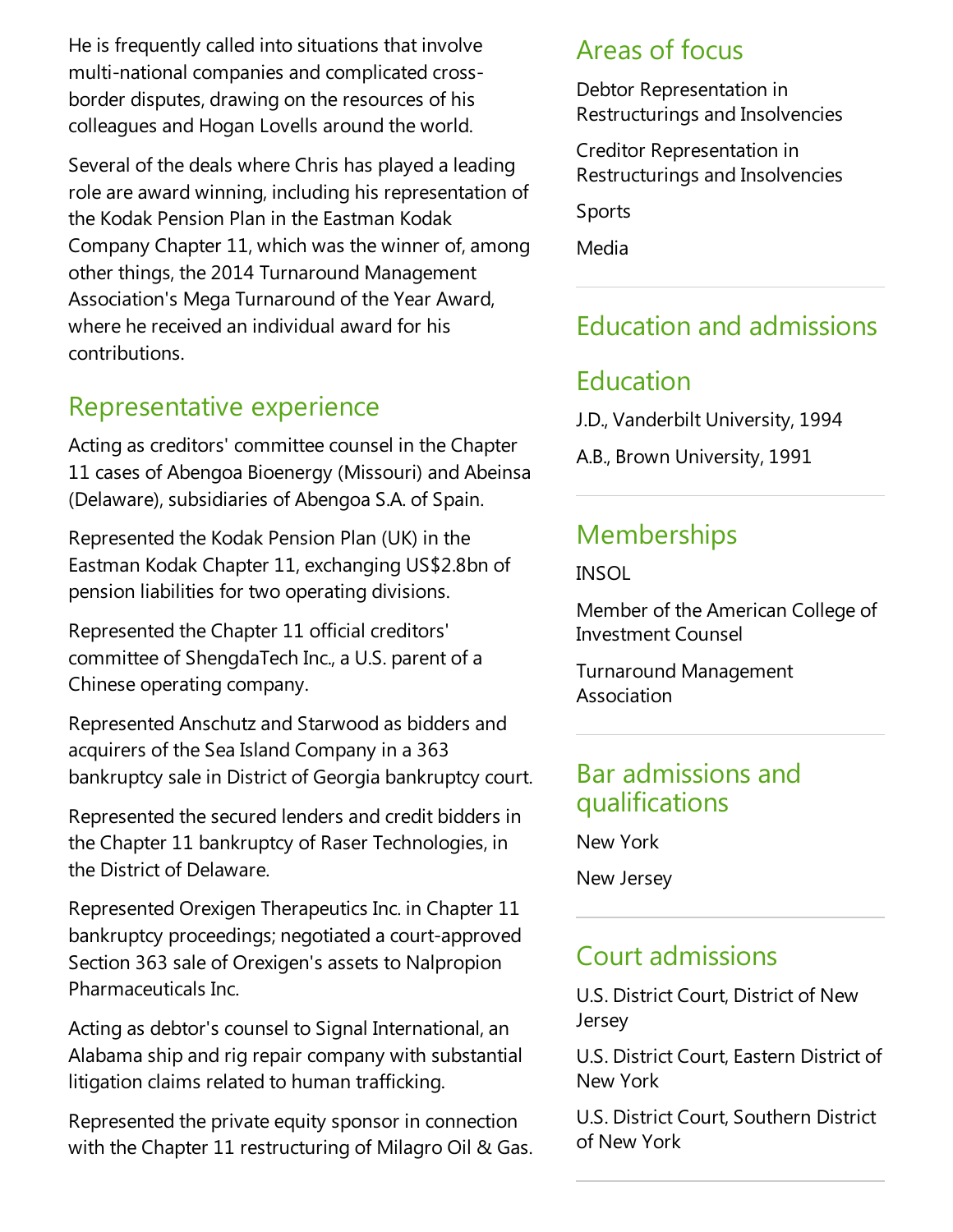He is frequently called into situations that involve multi-national companies and complicated cross-border disputes, drawing on the resources of his colleagues and Hogan Lovells around the world.

Several of the deals where Chris has played a leading role are award winning, including his representation of the Kodak Pension Plan in the Eastman Kodak Company Chapter 11, which was the winner of, among other things, the 2014 Turnaround Management Association's Mega Turnaround of the Year Award, where he received an individual award for his contributions.

## Representative experience

Acting as creditors' committee counsel in the Chapter 11 cases of Abengoa Bioenergy (Missouri) and Abeinsa (Delaware), subsidiaries of Abengoa S.A. of Spain.

Represented the Kodak Pension Plan (UK) in the Eastman Kodak Chapter 11, exchanging US$2.8bn of pension liabilities for two operating divisions.

Represented the Chapter 11 official creditors' committee of ShengdaTech Inc., a U.S. parent of a Chinese operating company.

Represented Anschutz and Starwood as bidders and acquirers of the Sea Island Company in a 363 bankruptcy sale in District of Georgia bankruptcy court.

Represented the secured lenders and credit bidders in the Chapter 11 bankruptcy of Raser Technologies, in the District of Delaware.

Represented Orexigen Therapeutics Inc. in Chapter 11 bankruptcy proceedings; negotiated a court-approved Section 363 sale of Orexigen's assets to Nalpropion Pharmaceuticals Inc.

Acting as debtor's counsel to Signal International, an Alabama ship and rig repair company with substantial litigation claims related to human trafficking.

Represented the private equity sponsor in connection with the Chapter 11 restructuring of Milagro Oil & Gas.

## Areas of focus

Debtor Representation in Restructurings and Insolvencies

Creditor Representation in Restructurings and Insolvencies

Sports

Media

## Education and admissions

## Education

J.D., Vanderbilt University, 1994

A.B., Brown University, 1991

## Memberships

INSOL

Member of the American College of Investment Counsel

Turnaround Management Association

## Bar admissions and qualifications

New York

New Jersey

## Court admissions

U.S. District Court, District of New Jersey

U.S. District Court, Eastern District of New York

U.S. District Court, Southern District of New York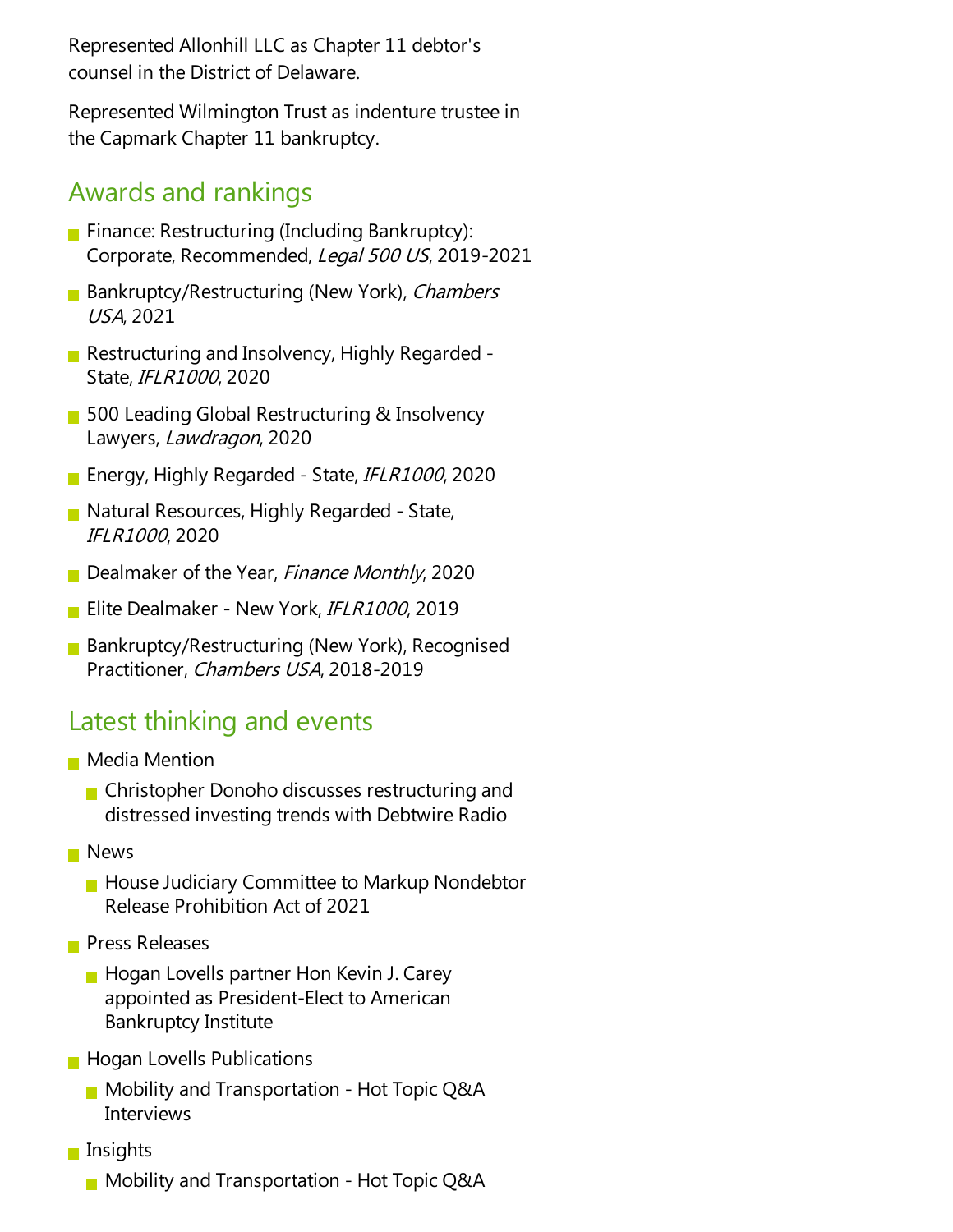Represented Allonhill LLC as Chapter 11 debtor's counsel in the District of Delaware.

Represented Wilmington Trust as indenture trustee in the Capmark Chapter 11 bankruptcy.

## Awards and rankings

- Finance: Restructuring (Including Bankruptcy): Corporate, Recommended, *Legal 500 US*, 2019-2021
- Bankruptcy/Restructuring (New York), *Chambers USA*, 2021
- Restructuring and Insolvency, Highly Regarded - State, *IFLR1000*, 2020
- 500 Leading Global Restructuring & Insolvency Lawyers, *Lawdragon*, 2020
- Energy, Highly Regarded - State, *IFLR1000*, 2020
- Natural Resources, Highly Regarded - State, *IFLR1000*, 2020
- Dealmaker of the Year, *Finance Monthly*, 2020
- Elite Dealmaker - New York, *IFLR1000*, 2019
- Bankruptcy/Restructuring (New York), Recognised Practitioner, *Chambers USA*, 2018-2019

## Latest thinking and events

- Media Mention
  - Christopher Donoho discusses restructuring and distressed investing trends with Debtwire Radio
- News
  - House Judiciary Committee to Markup Nondebtor Release Prohibition Act of 2021
- Press Releases
  - Hogan Lovells partner Hon Kevin J. Carey appointed as President-Elect to American Bankruptcy Institute
- Hogan Lovells Publications
  - Mobility and Transportation - Hot Topic Q&A Interviews
- Insights
  - Mobility and Transportation - Hot Topic Q&A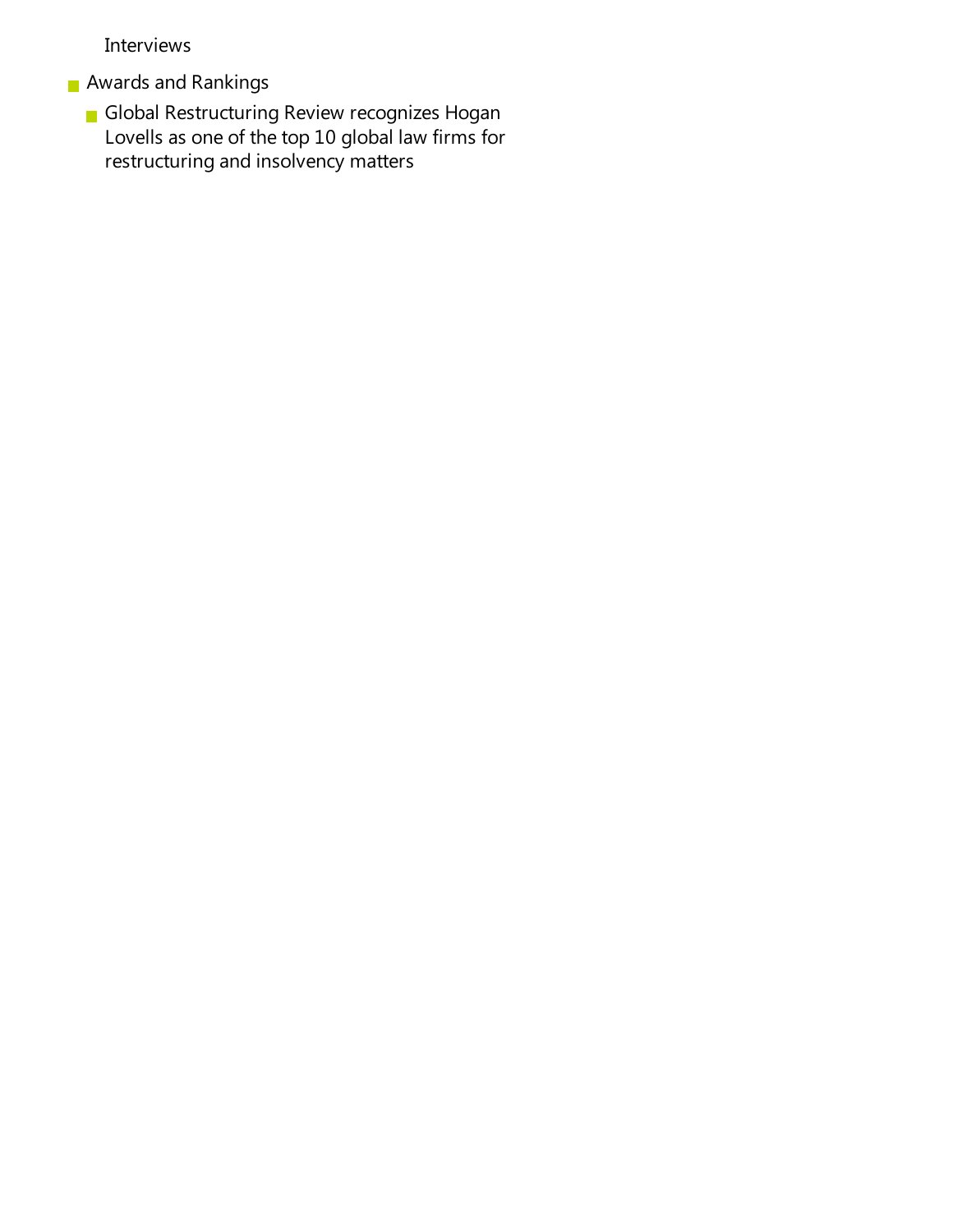Interviews

- Awards and Rankings
  - Global Restructuring Review recognizes Hogan Lovells as one of the top 10 global law firms for restructuring and insolvency matters